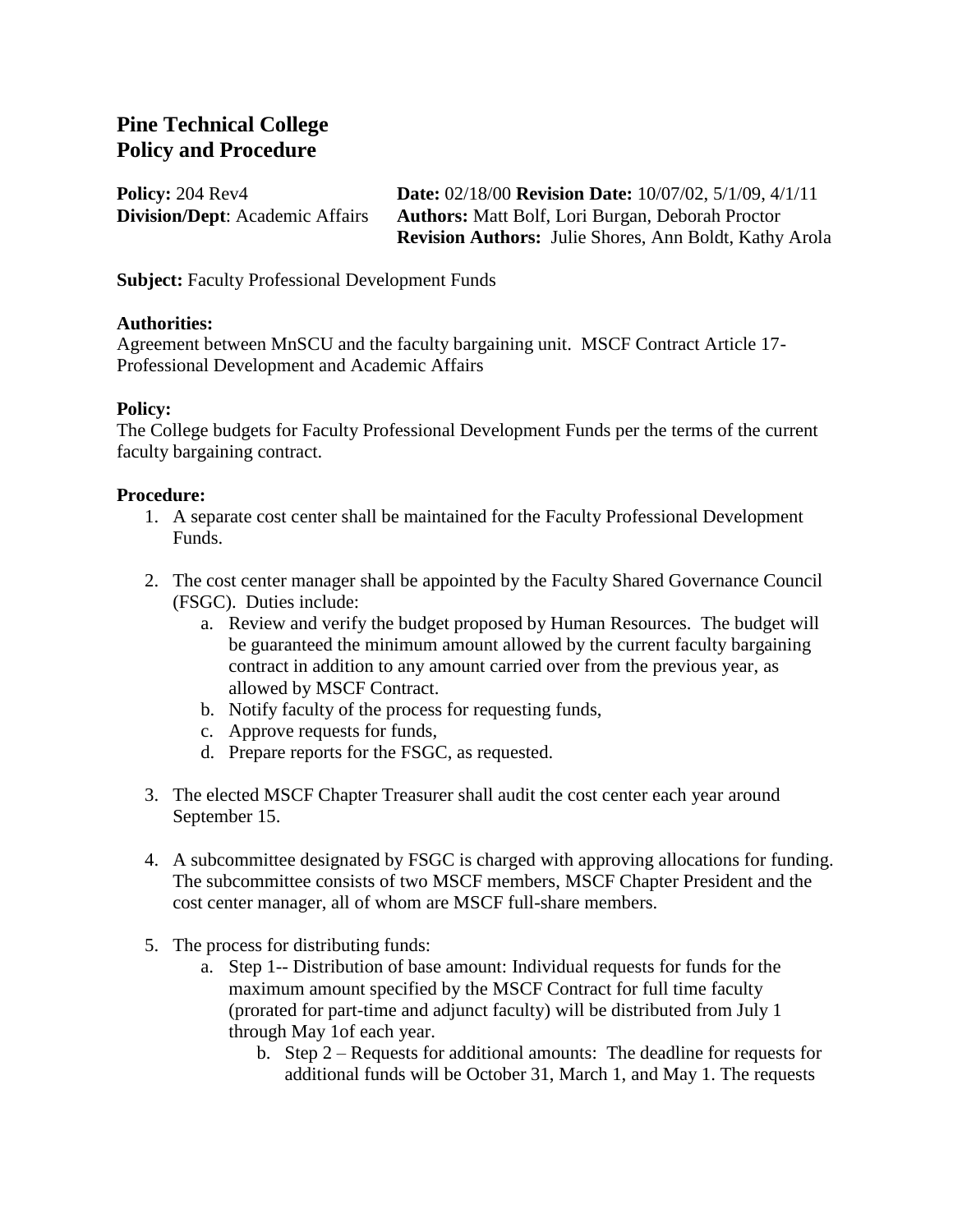# Pine Technical College
# Policy and Procedure

**Policy:** 204 Rev4
**Division/Dept**: Academic Affairs

**Date:** 02/18/00 **Revision Date:** 10/07/02, 5/1/09, 4/1/11
**Authors:** Matt Bolf, Lori Burgan, Deborah Proctor
**Revision Authors:** Julie Shores, Ann Boldt, Kathy Arola

**Subject:** Faculty Professional Development Funds

**Authorities:**
Agreement between MnSCU and the faculty bargaining unit. MSCF Contract Article 17- Professional Development and Academic Affairs

**Policy:**
The College budgets for Faculty Professional Development Funds per the terms of the current faculty bargaining contract.

**Procedure:**

1. A separate cost center shall be maintained for the Faculty Professional Development Funds.

2. The cost center manager shall be appointed by the Faculty Shared Governance Council (FSGC). Duties include:
   a. Review and verify the budget proposed by Human Resources. The budget will be guaranteed the minimum amount allowed by the current faculty bargaining contract in addition to any amount carried over from the previous year, as allowed by MSCF Contract.
   b. Notify faculty of the process for requesting funds,
   c. Approve requests for funds,
   d. Prepare reports for the FSGC, as requested.

3. The elected MSCF Chapter Treasurer shall audit the cost center each year around September 15.

4. A subcommittee designated by FSGC is charged with approving allocations for funding. The subcommittee consists of two MSCF members, MSCF Chapter President and the cost center manager, all of whom are MSCF full-share members.

5. The process for distributing funds:
   a. Step 1-- Distribution of base amount: Individual requests for funds for the maximum amount specified by the MSCF Contract for full time faculty (prorated for part-time and adjunct faculty) will be distributed from July 1 through May 1of each year.
      b. Step 2 – Requests for additional amounts: The deadline for requests for additional funds will be October 31, March 1, and May 1. The requests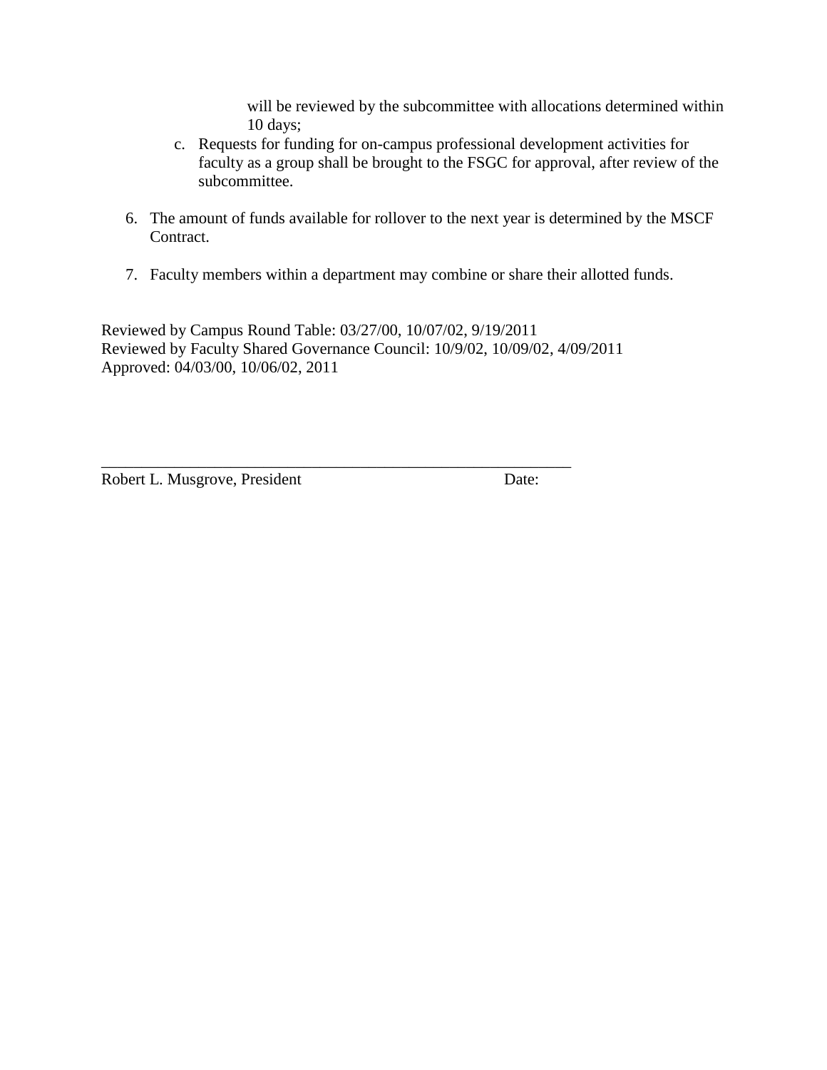will be reviewed by the subcommittee with allocations determined within 10 days;

c. Requests for funding for on-campus professional development activities for faculty as a group shall be brought to the FSGC for approval, after review of the subcommittee.

6. The amount of funds available for rollover to the next year is determined by the MSCF Contract.

7. Faculty members within a department may combine or share their allotted funds.

Reviewed by Campus Round Table: 03/27/00, 10/07/02, 9/19/2011
Reviewed by Faculty Shared Governance Council: 10/9/02, 10/09/02, 4/09/2011
Approved: 04/03/00, 10/06/02, 2011

\_\_\_\_\_\_\_\_\_\_\_\_\_\_\_\_\_\_\_\_\_\_\_\_\_\_\_\_\_\_\_\_\_\_\_\_\_\_\_\_\_\_\_\_\_\_\_\_\_\_\_\_\_\_\_\_\_\_

Robert L. Musgrove, President Date: